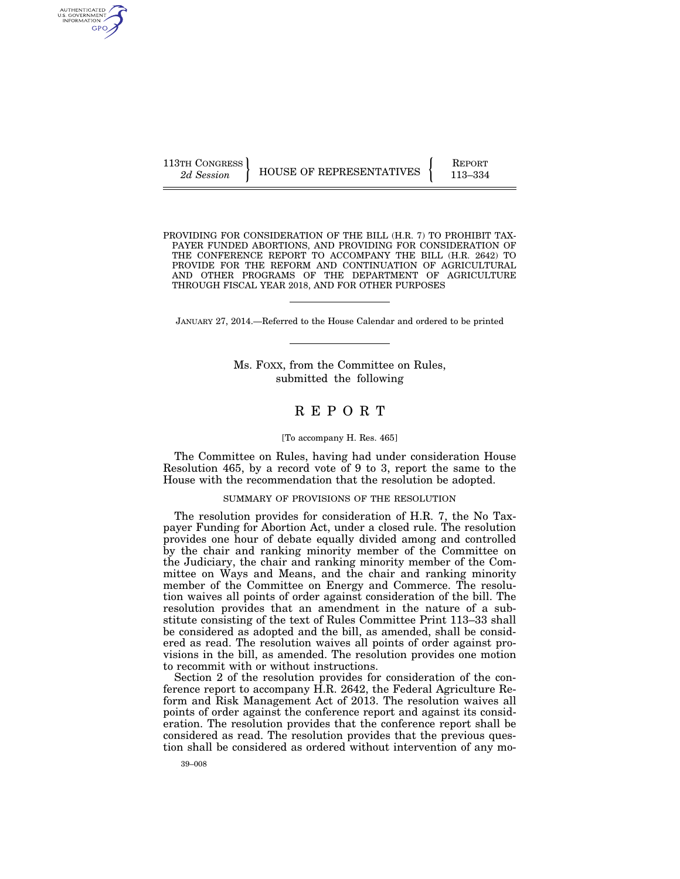113TH CONGRESS
2d Session

HOUSE OF REPRESENTATIVES

REPORT
113–334

PROVIDING FOR CONSIDERATION OF THE BILL (H.R. 7) TO PROHIBIT TAXPAYER FUNDED ABORTIONS, AND PROVIDING FOR CONSIDERATION OF THE CONFERENCE REPORT TO ACCOMPANY THE BILL (H.R. 2642) TO PROVIDE FOR THE REFORM AND CONTINUATION OF AGRICULTURAL AND OTHER PROGRAMS OF THE DEPARTMENT OF AGRICULTURE THROUGH FISCAL YEAR 2018, AND FOR OTHER PURPOSES

JANUARY 27, 2014.—Referred to the House Calendar and ordered to be printed

Ms. FOXX, from the Committee on Rules, submitted the following

# REPORT

[To accompany H. Res. 465]

The Committee on Rules, having had under consideration House Resolution 465, by a record vote of 9 to 3, report the same to the House with the recommendation that the resolution be adopted.

## SUMMARY OF PROVISIONS OF THE RESOLUTION

The resolution provides for consideration of H.R. 7, the No Taxpayer Funding for Abortion Act, under a closed rule. The resolution provides one hour of debate equally divided among and controlled by the chair and ranking minority member of the Committee on the Judiciary, the chair and ranking minority member of the Committee on Ways and Means, and the chair and ranking minority member of the Committee on Energy and Commerce. The resolution waives all points of order against consideration of the bill. The resolution provides that an amendment in the nature of a substitute consisting of the text of Rules Committee Print 113–33 shall be considered as adopted and the bill, as amended, shall be considered as read. The resolution waives all points of order against provisions in the bill, as amended. The resolution provides one motion to recommit with or without instructions.

Section 2 of the resolution provides for consideration of the conference report to accompany H.R. 2642, the Federal Agriculture Reform and Risk Management Act of 2013. The resolution waives all points of order against the conference report and against its consideration. The resolution provides that the conference report shall be considered as read. The resolution provides that the previous question shall be considered as ordered without intervention of any mo-

39–008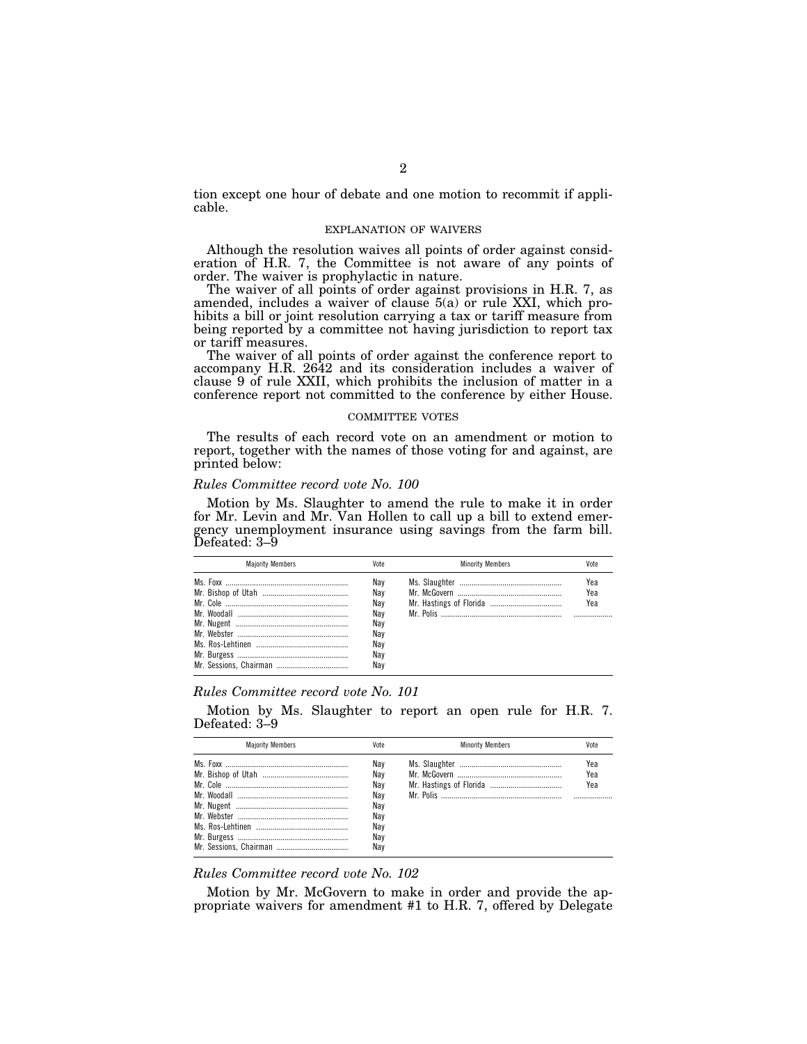tion except one hour of debate and one motion to recommit if applicable.

EXPLANATION OF WAIVERS

Although the resolution waives all points of order against consideration of H.R. 7, the Committee is not aware of any points of order. The waiver is prophylactic in nature.

The waiver of all points of order against provisions in H.R. 7, as amended, includes a waiver of clause 5(a) or rule XXI, which prohibits a bill or joint resolution carrying a tax or tariff measure from being reported by a committee not having jurisdiction to report tax or tariff measures.

The waiver of all points of order against the conference report to accompany H.R. 2642 and its consideration includes a waiver of clause 9 of rule XXII, which prohibits the inclusion of matter in a conference report not committed to the conference by either House.

COMMITTEE VOTES

The results of each record vote on an amendment or motion to report, together with the names of those voting for and against, are printed below:

*Rules Committee record vote No. 100*

Motion by Ms. Slaughter to amend the rule to make it in order for Mr. Levin and Mr. Van Hollen to call up a bill to extend emergency unemployment insurance using savings from the farm bill. Defeated: 3–9

| Majority Members | Vote | Minority Members | Vote |
|---|---|---|---|
| Ms. Foxx | Nay | Ms. Slaughter | Yea |
| Mr. Bishop of Utah | Nay | Mr. McGovern | Yea |
| Mr. Cole | Nay | Mr. Hastings of Florida | Yea |
| Mr. Woodall | Nay | Mr. Polis | ........ |
| Mr. Nugent | Nay | | |
| Mr. Webster | Nay | | |
| Ms. Ros-Lehtinen | Nay | | |
| Mr. Burgess | Nay | | |
| Mr. Sessions, Chairman | Nay | | |

*Rules Committee record vote No. 101*

Motion by Ms. Slaughter to report an open rule for H.R. 7. Defeated: 3–9

| Majority Members | Vote | Minority Members | Vote |
|---|---|---|---|
| Ms. Foxx | Nay | Ms. Slaughter | Yea |
| Mr. Bishop of Utah | Nay | Mr. McGovern | Yea |
| Mr. Cole | Nay | Mr. Hastings of Florida | Yea |
| Mr. Woodall | Nay | Mr. Polis | ........ |
| Mr. Nugent | Nay | | |
| Mr. Webster | Nay | | |
| Ms. Ros-Lehtinen | Nay | | |
| Mr. Burgess | Nay | | |
| Mr. Sessions, Chairman | Nay | | |

*Rules Committee record vote No. 102*

Motion by Mr. McGovern to make in order and provide the appropriate waivers for amendment #1 to H.R. 7, offered by Delegate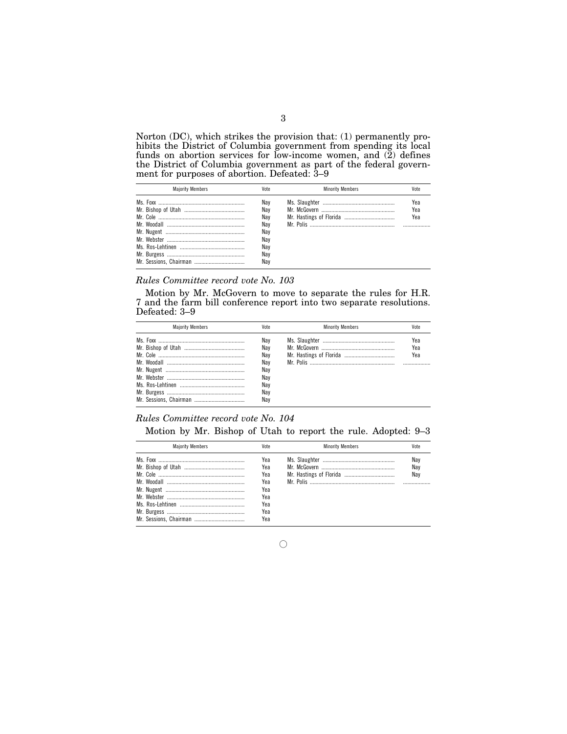Norton (DC), which strikes the provision that: (1) permanently prohibits the District of Columbia government from spending its local funds on abortion services for low-income women, and (2) defines the District of Columbia government as part of the federal government for purposes of abortion. Defeated: 3–9

| Majority Members | Vote | Minority Members | Vote |
|---|---|---|---|
| Ms. Foxx | Nay | Ms. Slaughter | Yea |
| Mr. Bishop of Utah | Nay | Mr. McGovern | Yea |
| Mr. Cole | Nay | Mr. Hastings of Florida | Yea |
| Mr. Woodall | Nay | Mr. Polis | |
| Mr. Nugent | Nay | | |
| Mr. Webster | Nay | | |
| Ms. Ros-Lehtinen | Nay | | |
| Mr. Burgess | Nay | | |
| Mr. Sessions, Chairman | Nay | | |

*Rules Committee record vote No. 103*

Motion by Mr. McGovern to move to separate the rules for H.R. 7 and the farm bill conference report into two separate resolutions. Defeated: 3–9

| Majority Members | Vote | Minority Members | Vote |
|---|---|---|---|
| Ms. Foxx | Nay | Ms. Slaughter | Yea |
| Mr. Bishop of Utah | Nay | Mr. McGovern | Yea |
| Mr. Cole | Nay | Mr. Hastings of Florida | Yea |
| Mr. Woodall | Nay | Mr. Polis | |
| Mr. Nugent | Nay | | |
| Mr. Webster | Nay | | |
| Ms. Ros-Lehtinen | Nay | | |
| Mr. Burgess | Nay | | |
| Mr. Sessions, Chairman | Nay | | |

*Rules Committee record vote No. 104*

Motion by Mr. Bishop of Utah to report the rule. Adopted: 9–3

| Majority Members | Vote | Minority Members | Vote |
|---|---|---|---|
| Ms. Foxx | Yea | Ms. Slaughter | Nay |
| Mr. Bishop of Utah | Yea | Mr. McGovern | Nay |
| Mr. Cole | Yea | Mr. Hastings of Florida | Nay |
| Mr. Woodall | Yea | Mr. Polis | |
| Mr. Nugent | Yea | | |
| Mr. Webster | Yea | | |
| Ms. Ros-Lehtinen | Yea | | |
| Mr. Burgess | Yea | | |
| Mr. Sessions, Chairman | Yea | | |